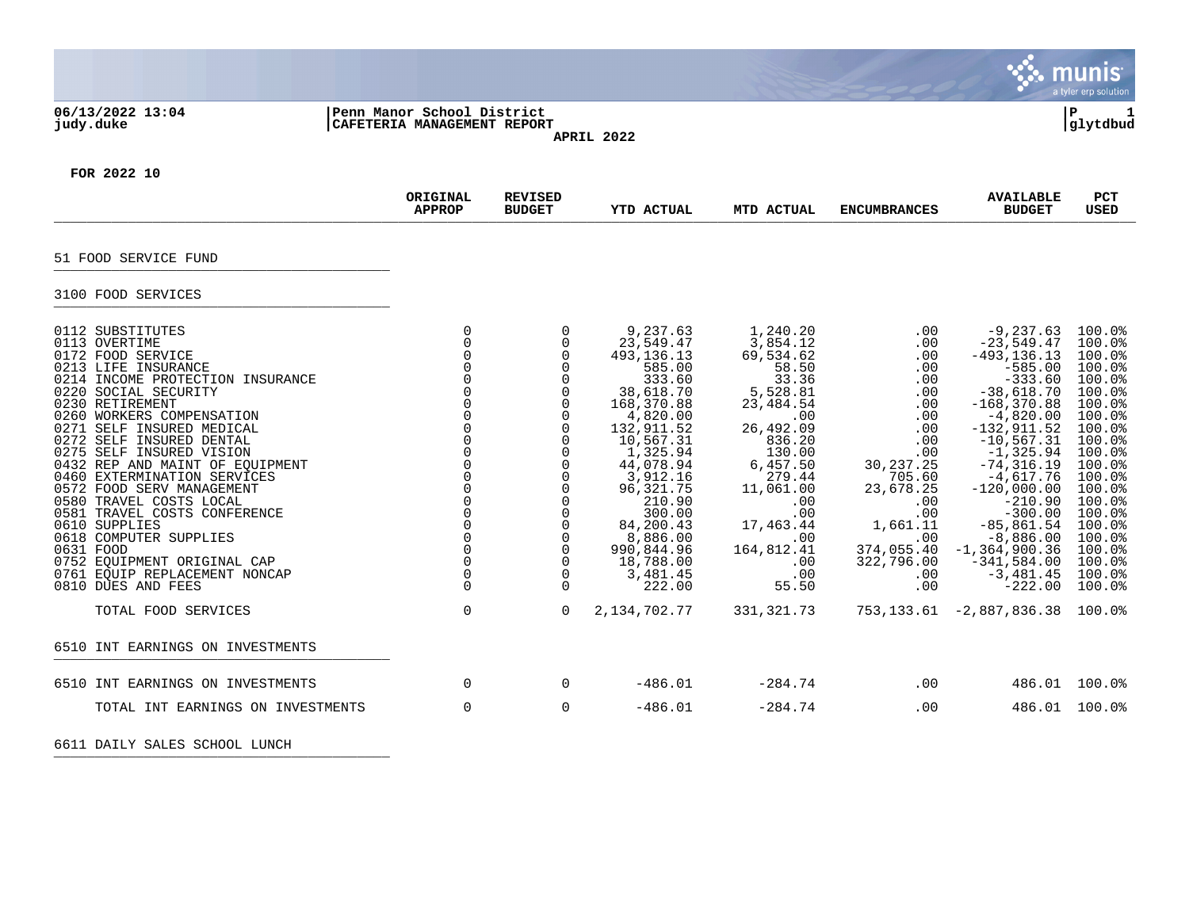06/13/2022 13:04 | Penn Manor School District | P 1
judy.duke | CAFETERIA MANAGEMENT REPORT | glytdbud

APRIL 2022

FOR 2022 10

| | ORIGINAL APPROP | REVISED BUDGET | YTD ACTUAL | MTD ACTUAL | ENCUMBRANCES | AVAILABLE BUDGET | PCT USED |
|---|---|---|---|---|---|---|---|
| **51 FOOD SERVICE FUND** | | | | | | | |
| **3100 FOOD SERVICES** | | | | | | | |
| 0112 SUBSTITUTES | 0 | 0 | 9,237.63 | 1,240.20 | .00 | -9,237.63 | 100.0% |
| 0113 OVERTIME | 0 | 0 | 23,549.47 | 3,854.12 | .00 | -23,549.47 | 100.0% |
| 0172 FOOD SERVICE | 0 | 0 | 493,136.13 | 69,534.62 | .00 | -493,136.13 | 100.0% |
| 0213 LIFE INSURANCE | 0 | 0 | 585.00 | 58.50 | .00 | -585.00 | 100.0% |
| 0214 INCOME PROTECTION INSURANCE | 0 | 0 | 333.60 | 33.36 | .00 | -333.60 | 100.0% |
| 0220 SOCIAL SECURITY | 0 | 0 | 38,618.70 | 5,528.81 | .00 | -38,618.70 | 100.0% |
| 0230 RETIREMENT | 0 | 0 | 168,370.88 | 23,484.54 | .00 | -168,370.88 | 100.0% |
| 0260 WORKERS COMPENSATION | 0 | 0 | 4,820.00 | .00 | .00 | -4,820.00 | 100.0% |
| 0271 SELF INSURED MEDICAL | 0 | 0 | 132,911.52 | 26,492.09 | .00 | -132,911.52 | 100.0% |
| 0272 SELF INSURED DENTAL | 0 | 0 | 10,567.31 | 836.20 | .00 | -10,567.31 | 100.0% |
| 0275 SELF INSURED VISION | 0 | 0 | 1,325.94 | 130.00 | .00 | -1,325.94 | 100.0% |
| 0432 REP AND MAINT OF EQUIPMENT | 0 | 0 | 44,078.94 | 6,457.50 | 30,237.25 | -74,316.19 | 100.0% |
| 0460 EXTERMINATION SERVICES | 0 | 0 | 3,912.16 | 279.44 | 705.60 | -4,617.76 | 100.0% |
| 0572 FOOD SERV MANAGEMENT | 0 | 0 | 96,321.75 | 11,061.00 | 23,678.25 | -120,000.00 | 100.0% |
| 0580 TRAVEL COSTS LOCAL | 0 | 0 | 210.90 | .00 | .00 | -210.90 | 100.0% |
| 0581 TRAVEL COSTS CONFERENCE | 0 | 0 | 300.00 | .00 | .00 | -300.00 | 100.0% |
| 0610 SUPPLIES | 0 | 0 | 84,200.43 | 17,463.44 | 1,661.11 | -85,861.54 | 100.0% |
| 0618 COMPUTER SUPPLIES | 0 | 0 | 8,886.00 | .00 | .00 | -8,886.00 | 100.0% |
| 0631 FOOD | 0 | 0 | 990,844.96 | 164,812.41 | 374,055.40 | -1,364,900.36 | 100.0% |
| 0752 EQUIPMENT ORIGINAL CAP | 0 | 0 | 18,788.00 | .00 | 322,796.00 | -341,584.00 | 100.0% |
| 0761 EQUIP REPLACEMENT NONCAP | 0 | 0 | 3,481.45 | .00 | .00 | -3,481.45 | 100.0% |
| 0810 DUES AND FEES | 0 | 0 | 222.00 | 55.50 | .00 | -222.00 | 100.0% |
| TOTAL FOOD SERVICES | 0 | 0 | 2,134,702.77 | 331,321.73 | 753,133.61 | -2,887,836.38 | 100.0% |
| **6510 INT EARNINGS ON INVESTMENTS** | | | | | | | |
| 6510 INT EARNINGS ON INVESTMENTS | 0 | 0 | -486.01 | -284.74 | .00 | 486.01 | 100.0% |
| TOTAL INT EARNINGS ON INVESTMENTS | 0 | 0 | -486.01 | -284.74 | .00 | 486.01 | 100.0% |
| **6611 DAILY SALES SCHOOL LUNCH** | | | | | | | |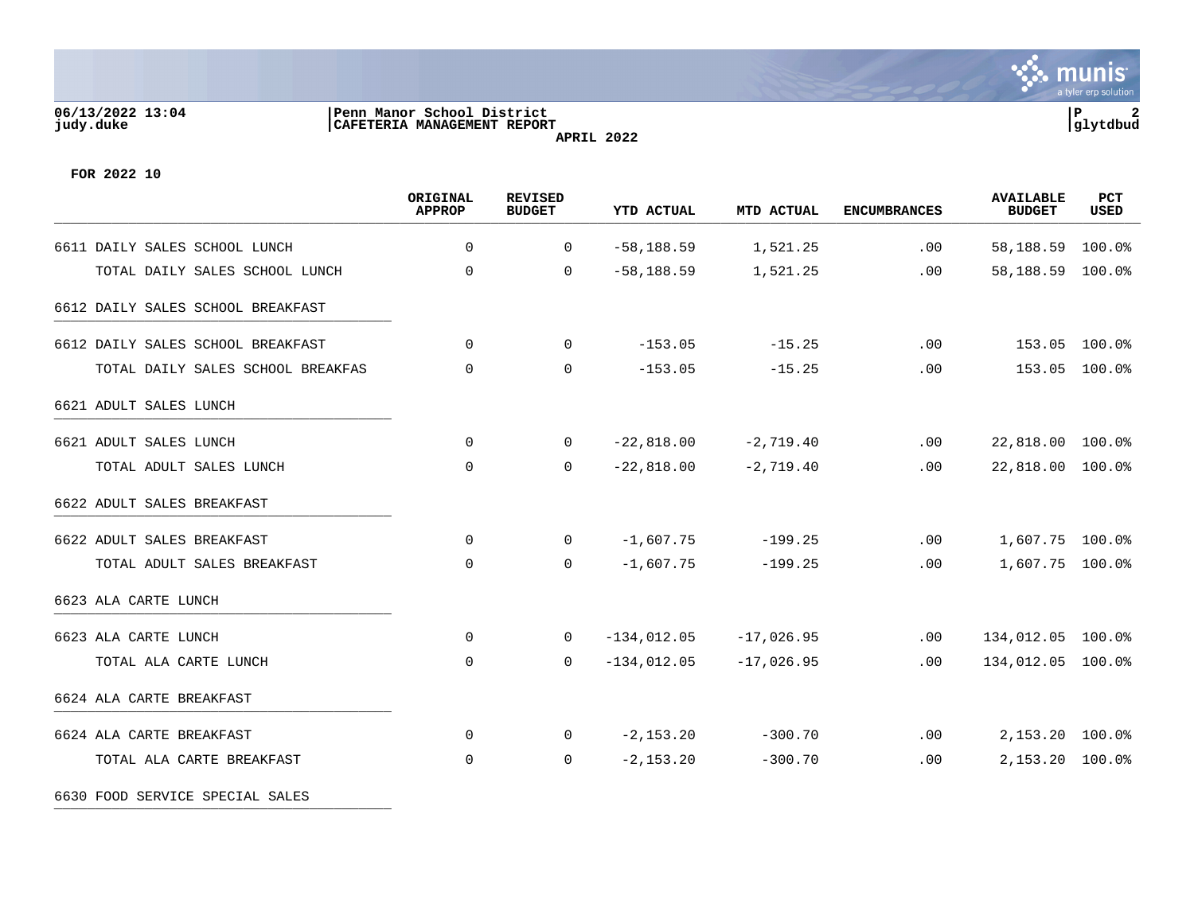06/13/2022 13:04 | Penn Manor School District | P 2
judy.duke | CAFETERIA MANAGEMENT REPORT | glytdbud

APRIL 2022

**FOR 2022 10**

| | ORIGINAL APPROP | REVISED BUDGET | YTD ACTUAL | MTD ACTUAL | ENCUMBRANCES | AVAILABLE BUDGET | PCT USED |
|---|---|---|---|---|---|---|---|
| 6611 DAILY SALES SCHOOL LUNCH | 0 | 0 | -58,188.59 | 1,521.25 | .00 | 58,188.59 | 100.0% |
| TOTAL DAILY SALES SCHOOL LUNCH | 0 | 0 | -58,188.59 | 1,521.25 | .00 | 58,188.59 | 100.0% |
| 6612 DAILY SALES SCHOOL BREAKFAST | | | | | | | |
| 6612 DAILY SALES SCHOOL BREAKFAST | 0 | 0 | -153.05 | -15.25 | .00 | 153.05 | 100.0% |
| TOTAL DAILY SALES SCHOOL BREAKFAS | 0 | 0 | -153.05 | -15.25 | .00 | 153.05 | 100.0% |
| 6621 ADULT SALES LUNCH | | | | | | | |
| 6621 ADULT SALES LUNCH | 0 | 0 | -22,818.00 | -2,719.40 | .00 | 22,818.00 | 100.0% |
| TOTAL ADULT SALES LUNCH | 0 | 0 | -22,818.00 | -2,719.40 | .00 | 22,818.00 | 100.0% |
| 6622 ADULT SALES BREAKFAST | | | | | | | |
| 6622 ADULT SALES BREAKFAST | 0 | 0 | -1,607.75 | -199.25 | .00 | 1,607.75 | 100.0% |
| TOTAL ADULT SALES BREAKFAST | 0 | 0 | -1,607.75 | -199.25 | .00 | 1,607.75 | 100.0% |
| 6623 ALA CARTE LUNCH | | | | | | | |
| 6623 ALA CARTE LUNCH | 0 | 0 | -134,012.05 | -17,026.95 | .00 | 134,012.05 | 100.0% |
| TOTAL ALA CARTE LUNCH | 0 | 0 | -134,012.05 | -17,026.95 | .00 | 134,012.05 | 100.0% |
| 6624 ALA CARTE BREAKFAST | | | | | | | |
| 6624 ALA CARTE BREAKFAST | 0 | 0 | -2,153.20 | -300.70 | .00 | 2,153.20 | 100.0% |
| TOTAL ALA CARTE BREAKFAST | 0 | 0 | -2,153.20 | -300.70 | .00 | 2,153.20 | 100.0% |
| 6630 FOOD SERVICE SPECIAL SALES | | | | | | | |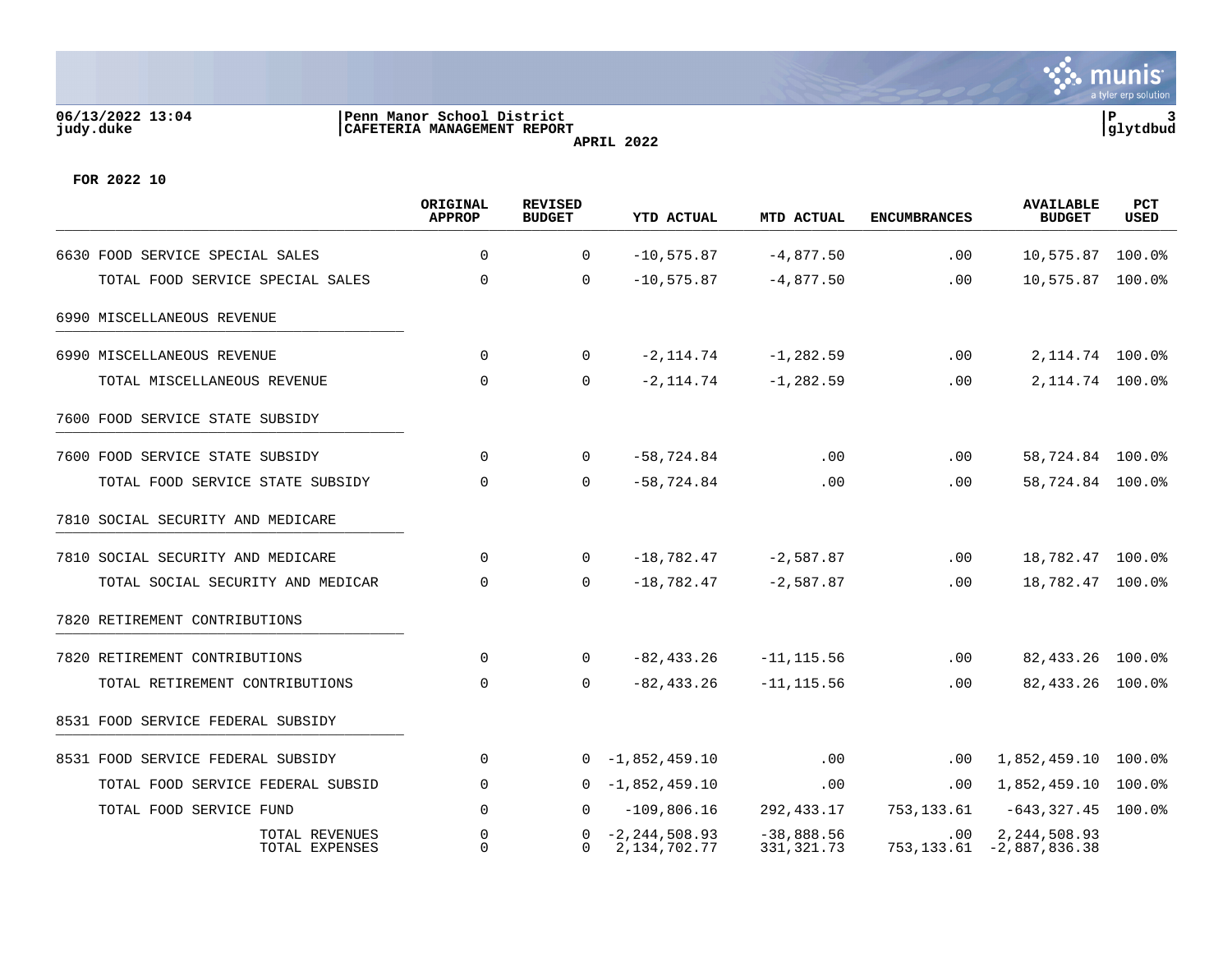06/13/2022 13:04 | Penn Manor School District | P 3
judy.duke | CAFETERIA MANAGEMENT REPORT | glytdbud

**APRIL 2022**

**FOR 2022 10**

| | ORIGINAL APPROP | REVISED BUDGET | YTD ACTUAL | MTD ACTUAL | ENCUMBRANCES | AVAILABLE BUDGET | PCT USED |
|---|---|---|---|---|---|---|---|
| 6630 FOOD SERVICE SPECIAL SALES | 0 | 0 | -10,575.87 | -4,877.50 | .00 | 10,575.87 | 100.0% |
| TOTAL FOOD SERVICE SPECIAL SALES | 0 | 0 | -10,575.87 | -4,877.50 | .00 | 10,575.87 | 100.0% |
| 6990 MISCELLANEOUS REVENUE | | | | | | | |
| 6990 MISCELLANEOUS REVENUE | 0 | 0 | -2,114.74 | -1,282.59 | .00 | 2,114.74 | 100.0% |
| TOTAL MISCELLANEOUS REVENUE | 0 | 0 | -2,114.74 | -1,282.59 | .00 | 2,114.74 | 100.0% |
| 7600 FOOD SERVICE STATE SUBSIDY | | | | | | | |
| 7600 FOOD SERVICE STATE SUBSIDY | 0 | 0 | -58,724.84 | .00 | .00 | 58,724.84 | 100.0% |
| TOTAL FOOD SERVICE STATE SUBSIDY | 0 | 0 | -58,724.84 | .00 | .00 | 58,724.84 | 100.0% |
| 7810 SOCIAL SECURITY AND MEDICARE | | | | | | | |
| 7810 SOCIAL SECURITY AND MEDICARE | 0 | 0 | -18,782.47 | -2,587.87 | .00 | 18,782.47 | 100.0% |
| TOTAL SOCIAL SECURITY AND MEDICAR | 0 | 0 | -18,782.47 | -2,587.87 | .00 | 18,782.47 | 100.0% |
| 7820 RETIREMENT CONTRIBUTIONS | | | | | | | |
| 7820 RETIREMENT CONTRIBUTIONS | 0 | 0 | -82,433.26 | -11,115.56 | .00 | 82,433.26 | 100.0% |
| TOTAL RETIREMENT CONTRIBUTIONS | 0 | 0 | -82,433.26 | -11,115.56 | .00 | 82,433.26 | 100.0% |
| 8531 FOOD SERVICE FEDERAL SUBSIDY | | | | | | | |
| 8531 FOOD SERVICE FEDERAL SUBSIDY | 0 | 0 | -1,852,459.10 | .00 | .00 | 1,852,459.10 | 100.0% |
| TOTAL FOOD SERVICE FEDERAL SUBSID | 0 | 0 | -1,852,459.10 | .00 | .00 | 1,852,459.10 | 100.0% |
| TOTAL FOOD SERVICE FUND | 0 | 0 | -109,806.16 | 292,433.17 | 753,133.61 | -643,327.45 | 100.0% |
| TOTAL REVENUES | 0 | 0 | -2,244,508.93 | -38,888.56 | .00 | 2,244,508.93 | |
| TOTAL EXPENSES | 0 | 0 | 2,134,702.77 | 331,321.73 | 753,133.61 | -2,887,836.38 | |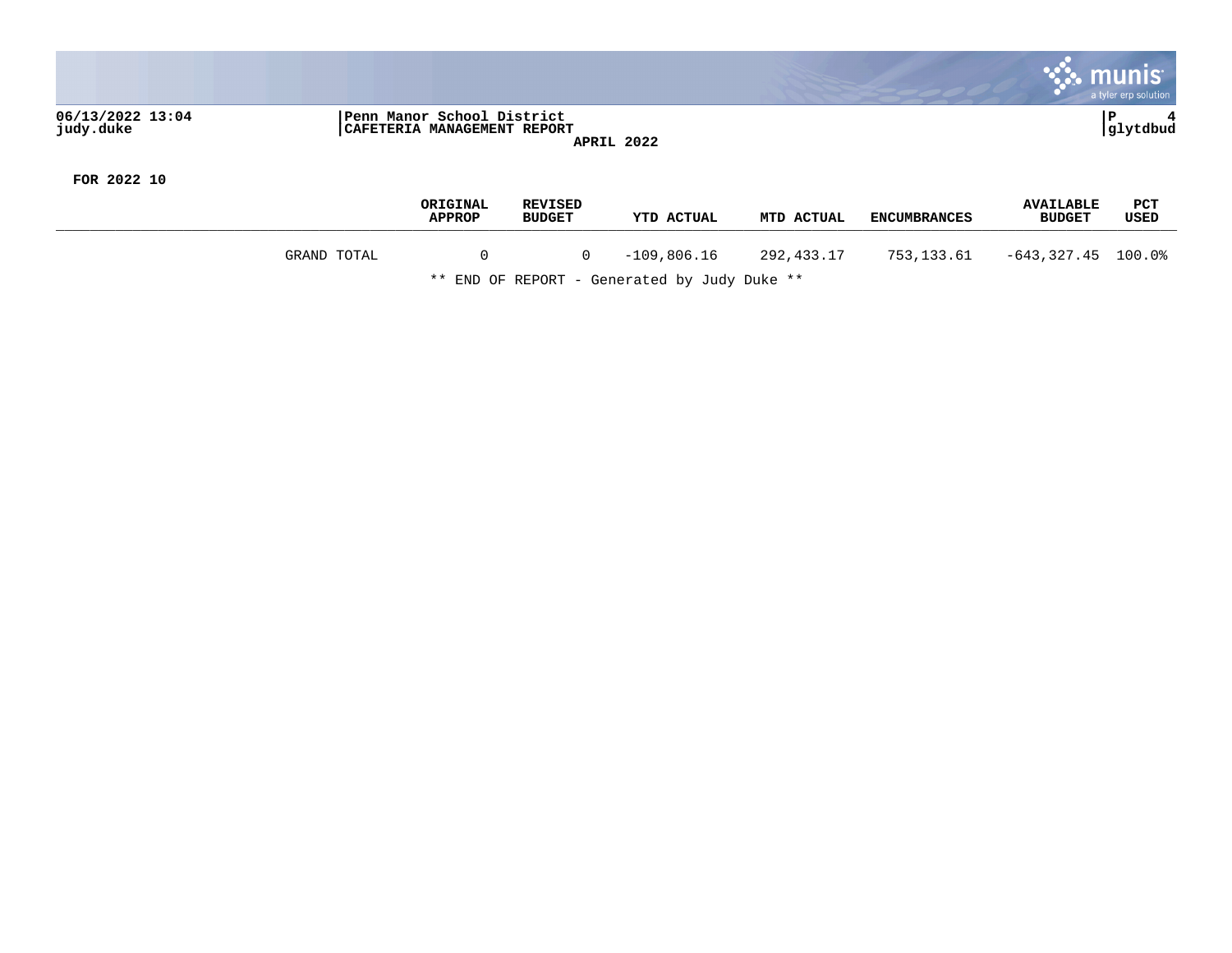06/13/2022 13:04 | Penn Manor School District | P 4
judy.duke | CAFETERIA MANAGEMENT REPORT | glytdbud

**APRIL 2022**

**FOR 2022 10**

| | ORIGINAL APPROP | REVISED BUDGET | YTD ACTUAL | MTD ACTUAL | ENCUMBRANCES | AVAILABLE BUDGET | PCT USED |
|---|---|---|---|---|---|---|---|
| GRAND TOTAL | 0 | 0 | -109,806.16 | 292,433.17 | 753,133.61 | -643,327.45 | 100.0% |

** END OF REPORT - Generated by Judy Duke **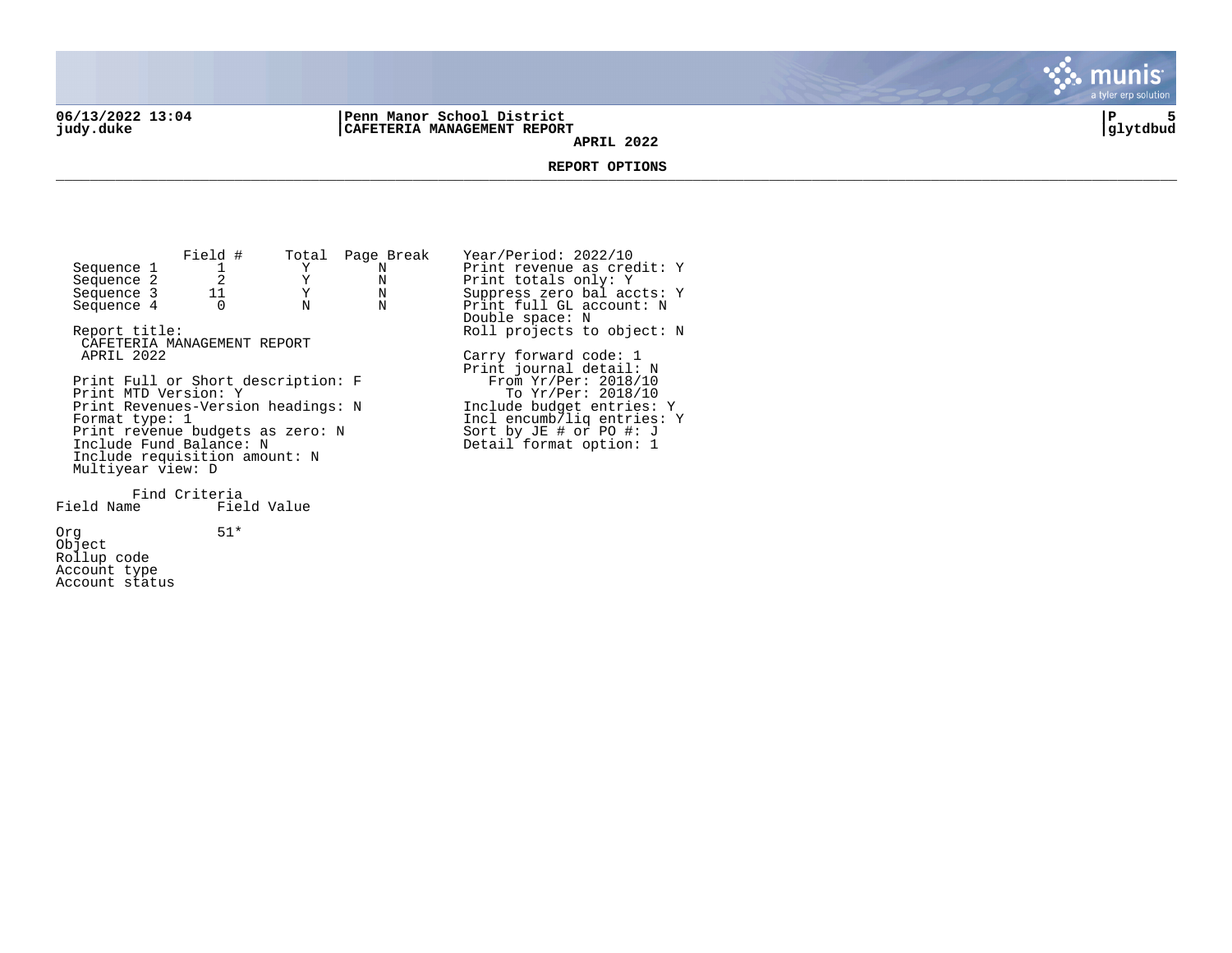Penn Manor School District
CAFETERIA MANAGEMENT REPORT
APRIL 2022

06/13/2022 13:04
judy.duke

glytdbud

**REPORT OPTIONS**

| | Field # | Total | Page Break |
| --- | --- | --- | --- |
| Sequence 1 | 1 | Y | N |
| Sequence 2 | 2 | Y | N |
| Sequence 3 | 11 | Y | N |
| Sequence 4 | 0 | N | N |

Report title:
CAFETERIA MANAGEMENT REPORT
APRIL 2022

Print Full or Short description: F
Print MTD Version: Y
Print Revenues-Version headings: N
Format type: 1
Print revenue budgets as zero: N
Include Fund Balance: N
Include requisition amount: N
Multiyear view: D

Year/Period: 2022/10
Print revenue as credit: Y
Print totals only: Y
Suppress zero bal accts: Y
Print full GL account: N
Double space: N
Roll projects to object: N

Carry forward code: 1
Print journal detail: N
From Yr/Per: 2018/10
To Yr/Per: 2018/10
Include budget entries: Y
Incl encumb/liq entries: Y
Sort by JE # or PO #: J
Detail format option: 1

Find Criteria

| Field Name | Field Value |
| --- | --- |
| Org | 51* |
| Object | |
| Rollup code | |
| Account type | |
| Account status | |